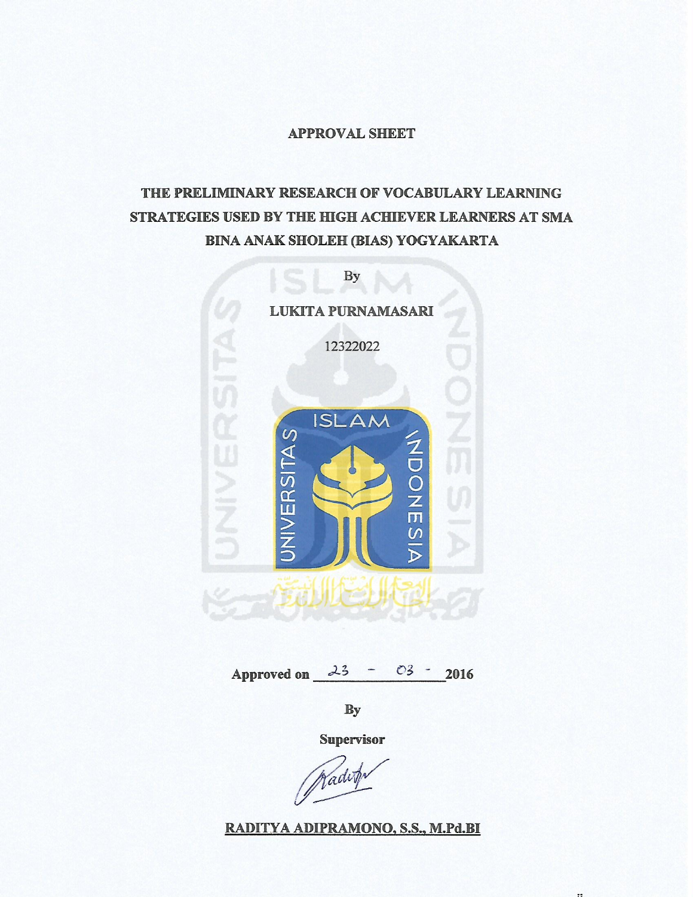# APPROVAL SHEET

## THE PRELIMINARY RESEARCH OF VOCABULARY LEARNING STRATEGIES USED BY THE HIGH ACHIEVER LEARNERS AT SMA BINA ANAK SHOLEH (BIAS) YOGYAKARTA

By

**LUKITA PURNAMASARI**

12322022

**Approved on** 23 - 03 - **2016**

**By**

**Supervisor**

**RADITYA ADIPRAMONO, S.S., M.Pd.BI**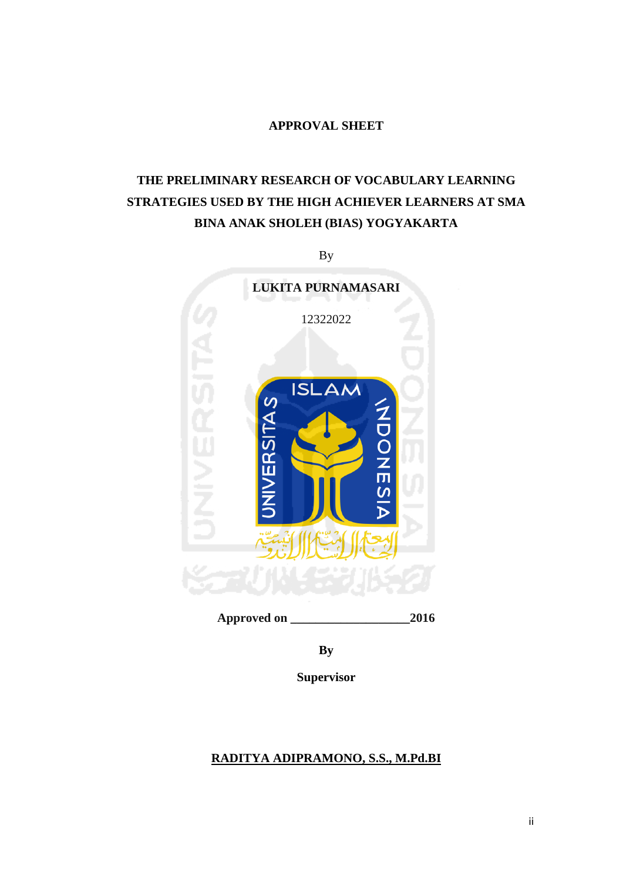**APPROVAL SHEET**

**THE PRELIMINARY RESEARCH OF VOCABULARY LEARNING STRATEGIES USED BY THE HIGH ACHIEVER LEARNERS AT SMA BINA ANAK SHOLEH (BIAS) YOGYAKARTA**

By

**LUKITA PURNAMASARI**

12322022

**Approved on ___________________2016**

**By**

**Supervisor**

**RADITYA ADIPRAMONO, S.S., M.Pd.BI**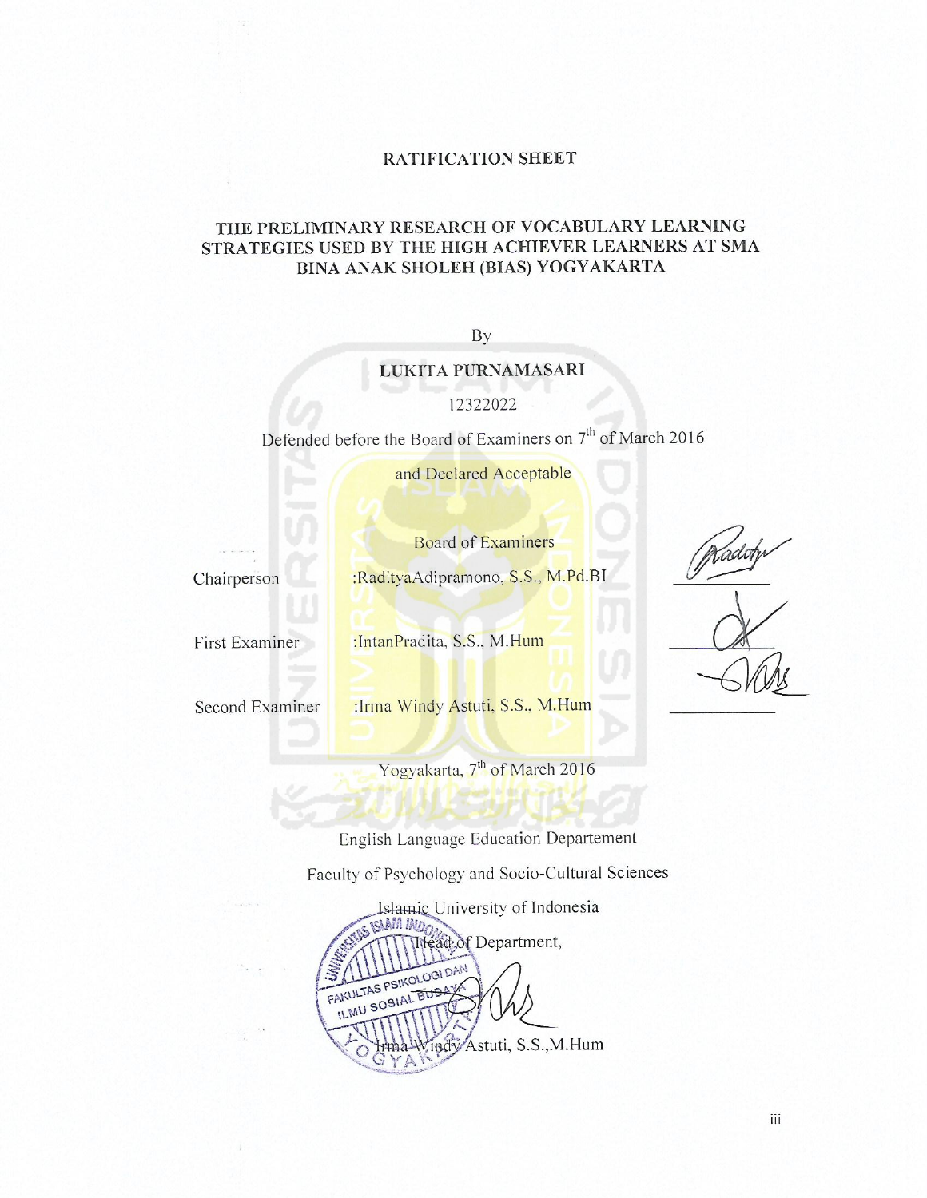# RATIFICATION SHEET

## THE PRELIMINARY RESEARCH OF VOCABULARY LEARNING STRATEGIES USED BY THE HIGH ACHIEVER LEARNERS AT SMA BINA ANAK SHOLEH (BIAS) YOGYAKARTA

By

**LUKITA PURNAMASARI**

12322022

Defended before the Board of Examiners on 7th of March 2016

and Declared Acceptable

Board of Examiners

| | | |
|---|---|---|
| Chairperson | :RadityaAdipramono, S.S., M.Pd.BI | |
| First Examiner | :IntanPradita, S.S., M.Hum | |
| Second Examiner | :Irma Windy Astuti, S.S., M.Hum | |

Yogyakarta, 7th of March 2016

English Language Education Departement

Faculty of Psychology and Socio-Cultural Sciences

Islamic University of Indonesia

Head of Department,

Irma Windy Astuti, S.S.,M.Hum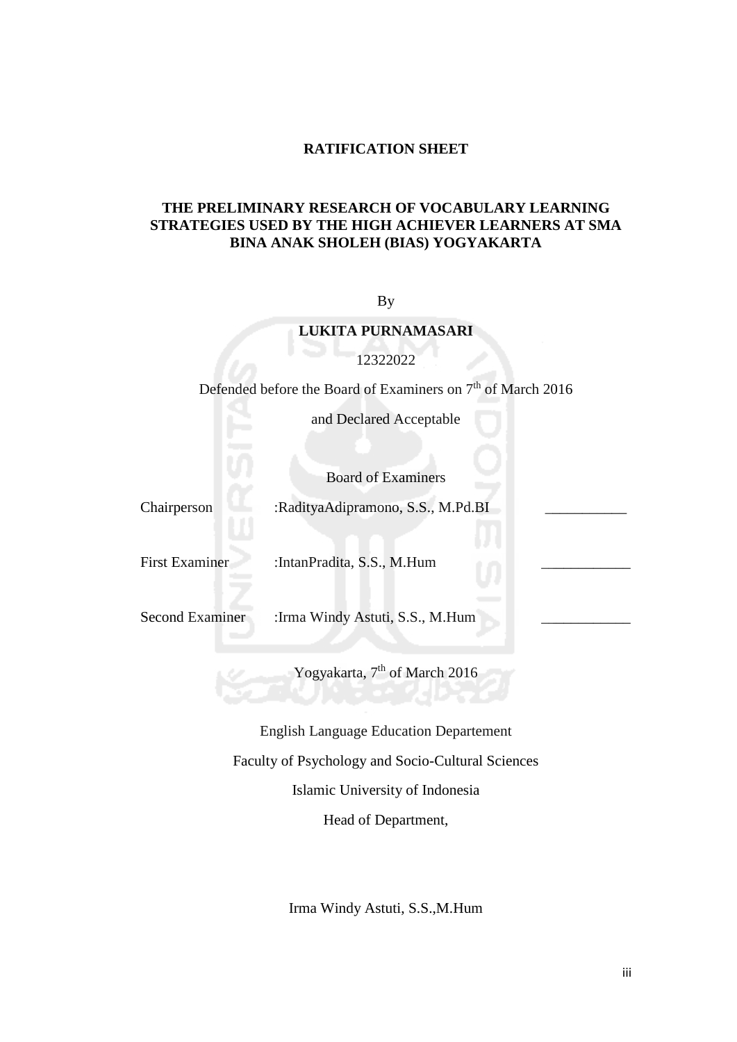# RATIFICATION SHEET

## THE PRELIMINARY RESEARCH OF VOCABULARY LEARNING STRATEGIES USED BY THE HIGH ACHIEVER LEARNERS AT SMA BINA ANAK SHOLEH (BIAS) YOGYAKARTA

By

**LUKITA PURNAMASARI**

12322022

Defended before the Board of Examiners on 7th of March 2016

and Declared Acceptable

Board of Examiners

| | | |
|---|---|---|
| Chairperson | :RadityaAdipramono, S.S., M.Pd.BI | ___________ |
| First Examiner | :IntanPradita, S.S., M.Hum | ____________ |
| Second Examiner | :Irma Windy Astuti, S.S., M.Hum | ____________ |

Yogyakarta, 7th of March 2016

English Language Education Departement

Faculty of Psychology and Socio-Cultural Sciences

Islamic University of Indonesia

Head of Department,

Irma Windy Astuti, S.S.,M.Hum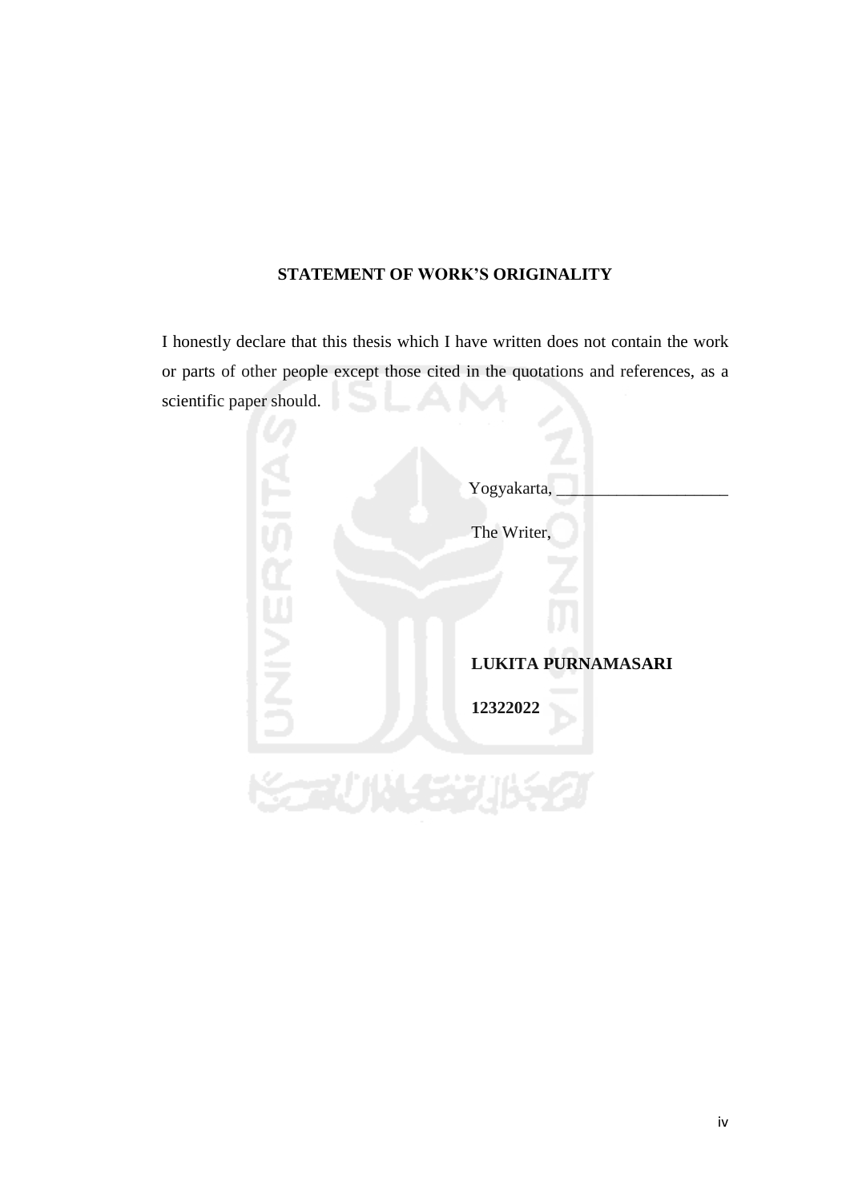## STATEMENT OF WORK'S ORIGINALITY

I honestly declare that this thesis which I have written does not contain the work or parts of other people except those cited in the quotations and references, as a scientific paper should.

Yogyakarta, ____________________

The Writer,

**LUKITA PURNAMASARI**

**12322022**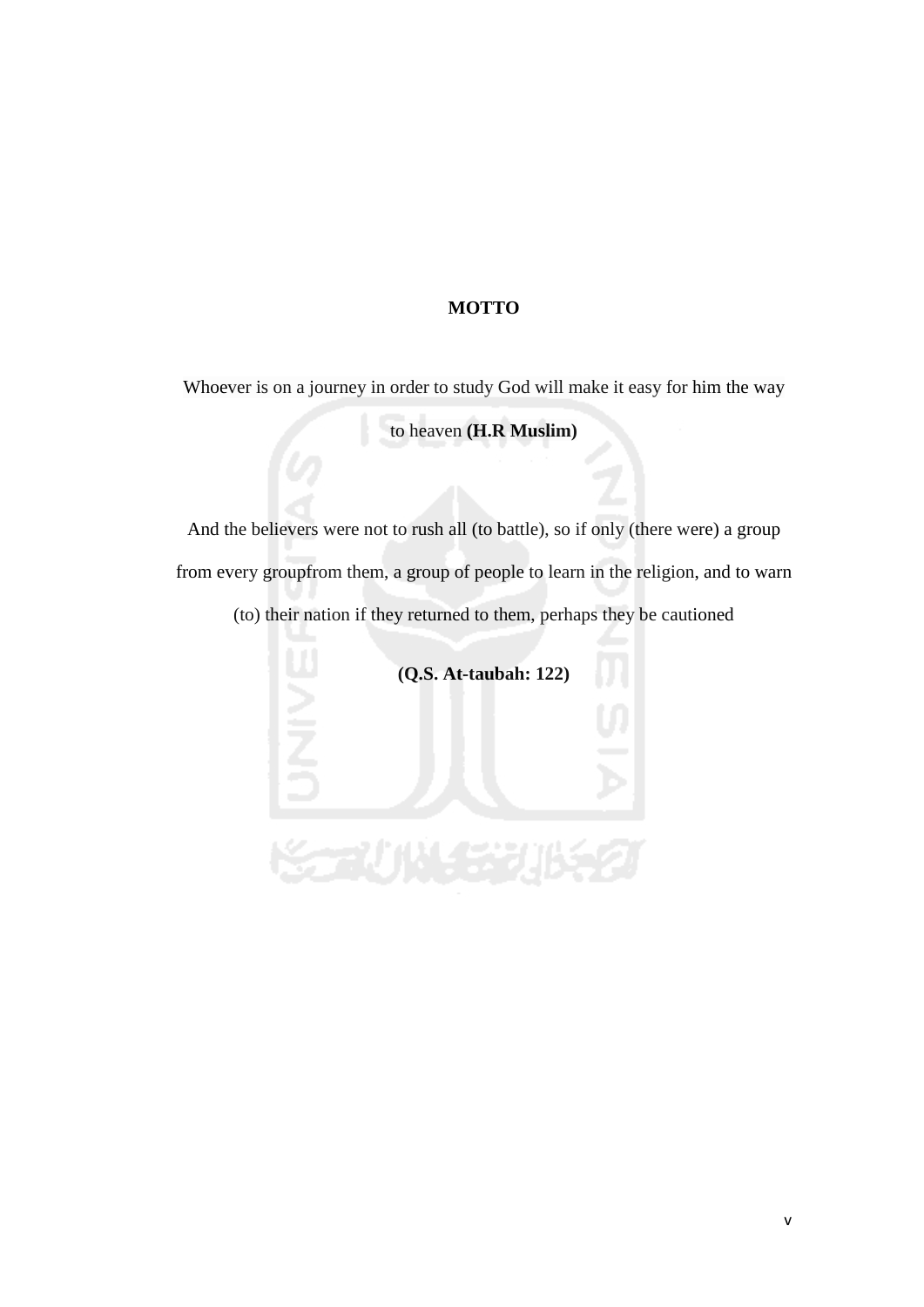# MOTTO

Whoever is on a journey in order to study God will make it easy for him the way to heaven **(H.R Muslim)**

And the believers were not to rush all (to battle), so if only (there were) a group from every groupfrom them, a group of people to learn in the religion, and to warn (to) their nation if they returned to them, perhaps they be cautioned

**(Q.S. At-taubah: 122)**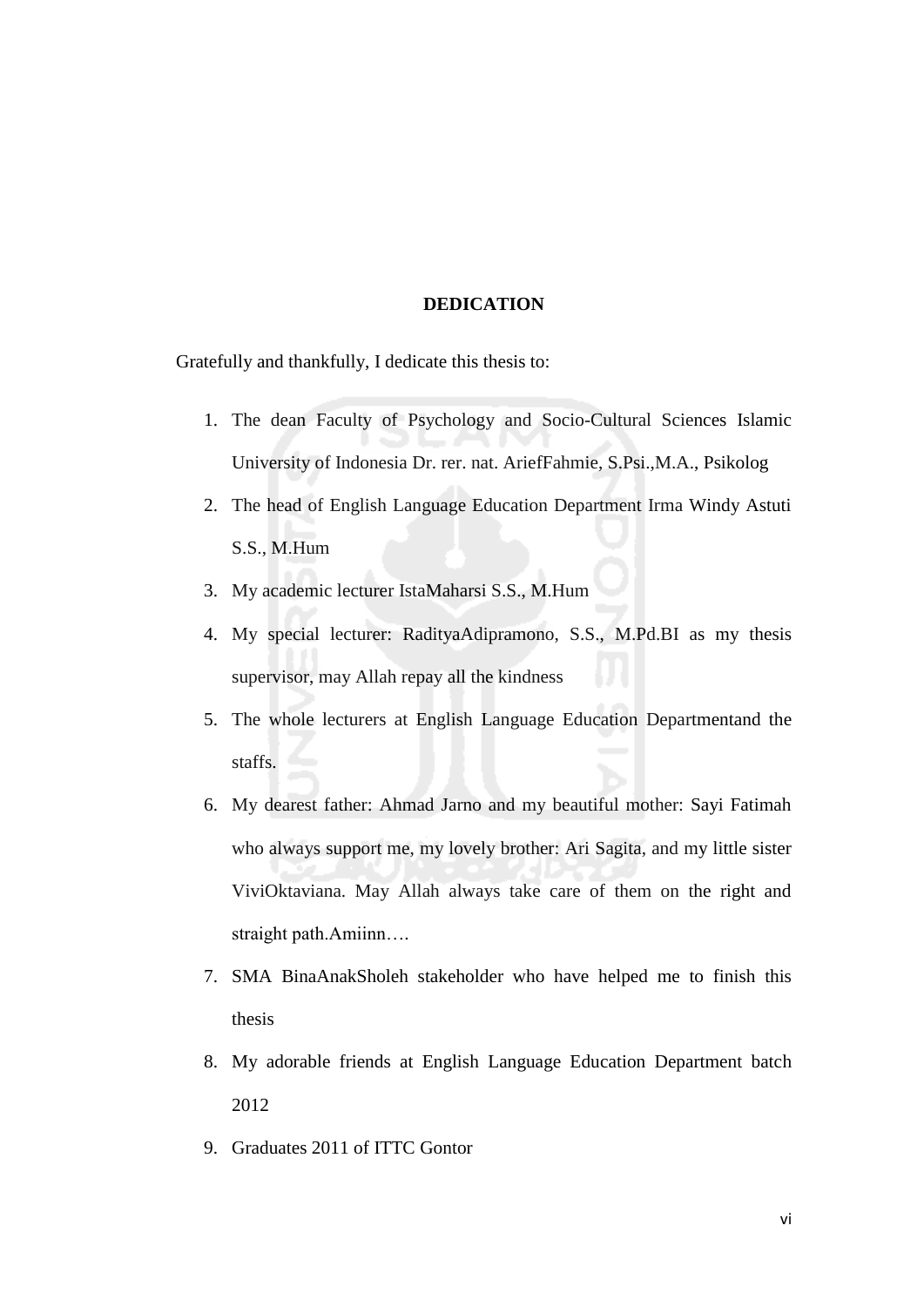# DEDICATION

Gratefully and thankfully, I dedicate this thesis to:

1. The dean Faculty of Psychology and Socio-Cultural Sciences Islamic University of Indonesia Dr. rer. nat. AriefFahmie, S.Psi.,M.A., Psikolog
2. The head of English Language Education Department Irma Windy Astuti S.S., M.Hum
3. My academic lecturer IstaMaharsi S.S., M.Hum
4. My special lecturer: RadityaAdipramono, S.S., M.Pd.BI as my thesis supervisor, may Allah repay all the kindness
5. The whole lecturers at English Language Education Departmentand the staffs.
6. My dearest father: Ahmad Jarno and my beautiful mother: Sayi Fatimah who always support me, my lovely brother: Ari Sagita, and my little sister ViviOktaviana. May Allah always take care of them on the right and straight path.Amiinn….
7. SMA BinaAnakSholeh stakeholder who have helped me to finish this thesis
8. My adorable friends at English Language Education Department batch 2012
9. Graduates 2011 of ITTC Gontor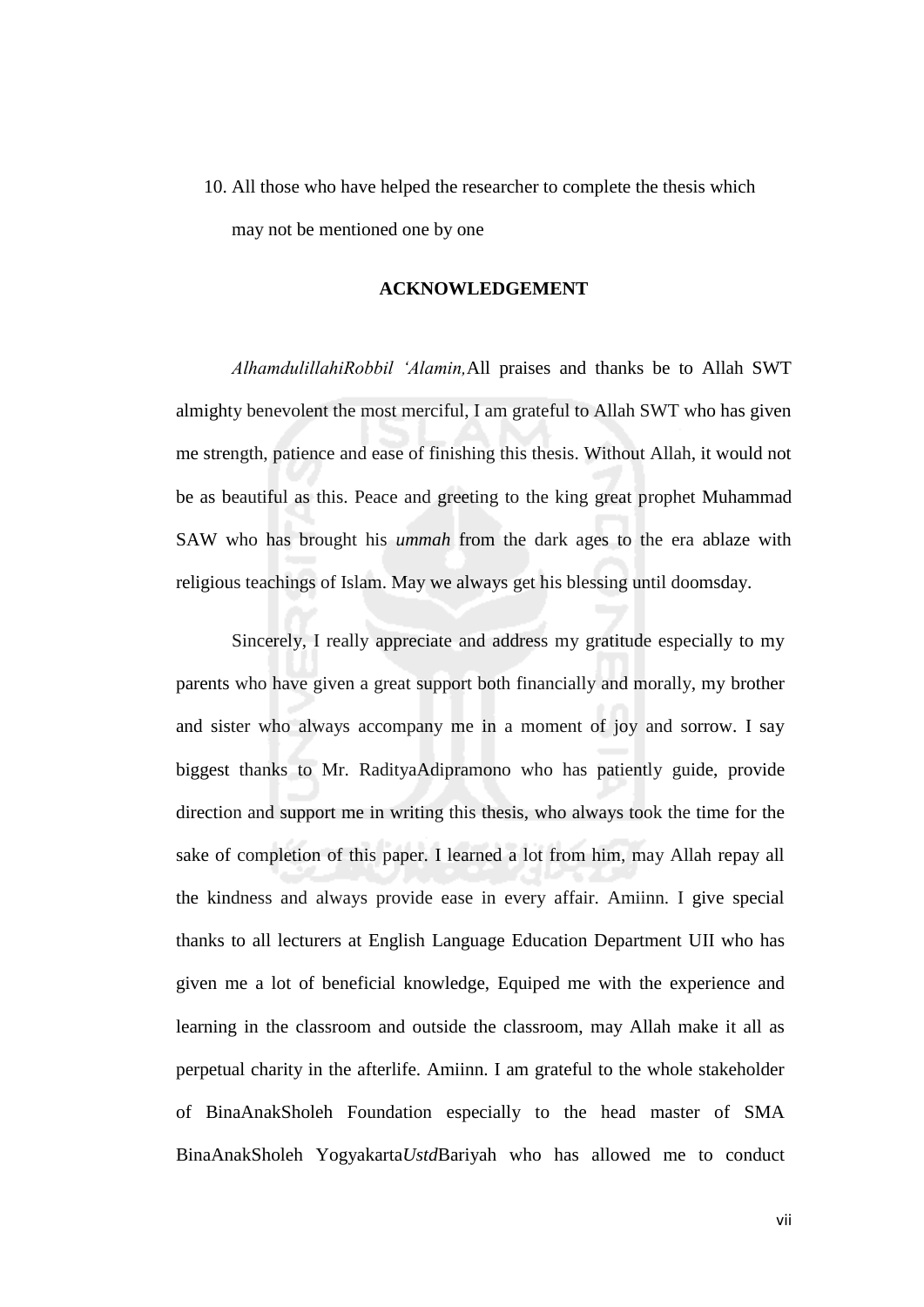10. All those who have helped the researcher to complete the thesis which may not be mentioned one by one

## ACKNOWLEDGEMENT

*AlhamdulillahiRobbil 'Alamin,*All praises and thanks be to Allah SWT almighty benevolent the most merciful, I am grateful to Allah SWT who has given me strength, patience and ease of finishing this thesis. Without Allah, it would not be as beautiful as this. Peace and greeting to the king great prophet Muhammad SAW who has brought his *ummah* from the dark ages to the era ablaze with religious teachings of Islam. May we always get his blessing until doomsday.

Sincerely, I really appreciate and address my gratitude especially to my parents who have given a great support both financially and morally, my brother and sister who always accompany me in a moment of joy and sorrow. I say biggest thanks to Mr. RadityaAdipramono who has patiently guide, provide direction and support me in writing this thesis, who always took the time for the sake of completion of this paper. I learned a lot from him, may Allah repay all the kindness and always provide ease in every affair. Amiinn. I give special thanks to all lecturers at English Language Education Department UII who has given me a lot of beneficial knowledge, Equiped me with the experience and learning in the classroom and outside the classroom, may Allah make it all as perpetual charity in the afterlife. Amiinn. I am grateful to the whole stakeholder of BinaAnakSholeh Foundation especially to the head master of SMA BinaAnakSholeh Yogyakarta*Ustd*Bariyah who has allowed me to conduct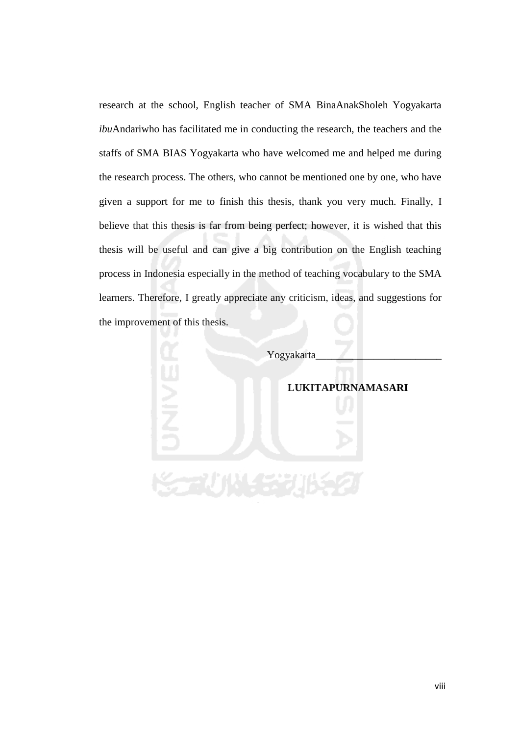research at the school, English teacher of SMA BinaAnakSholeh Yogyakarta *ibu*Andariwho has facilitated me in conducting the research, the teachers and the staffs of SMA BIAS Yogyakarta who have welcomed me and helped me during the research process. The others, who cannot be mentioned one by one, who have given a support for me to finish this thesis, thank you very much. Finally, I believe that this thesis is far from being perfect; however, it is wished that this thesis will be useful and can give a big contribution on the English teaching process in Indonesia especially in the method of teaching vocabulary to the SMA learners. Therefore, I greatly appreciate any criticism, ideas, and suggestions for the improvement of this thesis.

Yogyakarta________________________

**LUKITAPURNAMASARI**